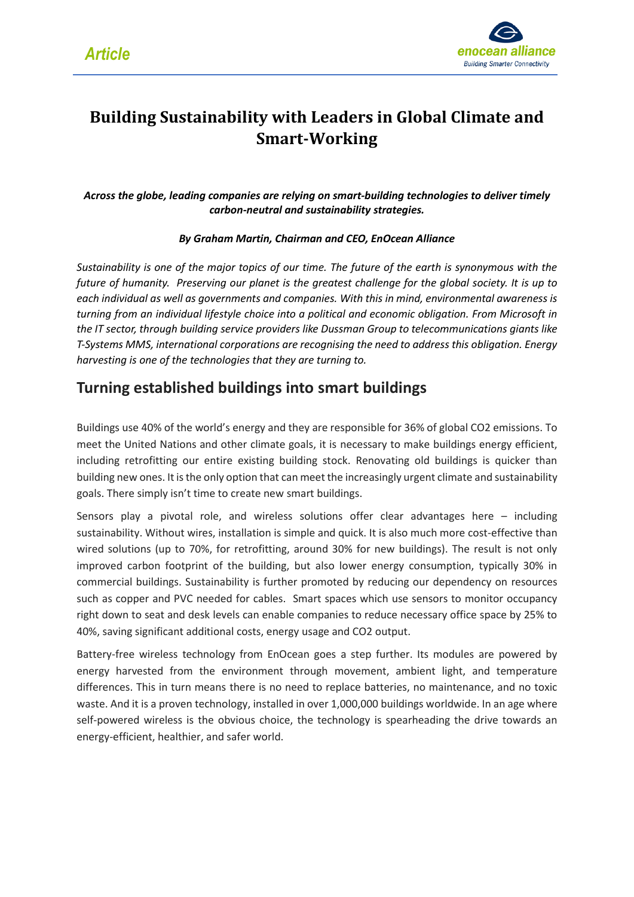*Article*

# Building Sustainability with Leaders in Global Climate and Smart-Working

***Across the globe, leading companies are relying on smart-building technologies to deliver timely carbon-neutral and sustainability strategies.***

***By Graham Martin, Chairman and CEO, EnOcean Alliance***

*Sustainability is one of the major topics of our time. The future of the earth is synonymous with the future of humanity. Preserving our planet is the greatest challenge for the global society. It is up to each individual as well as governments and companies. With this in mind, environmental awareness is turning from an individual lifestyle choice into a political and economic obligation. From Microsoft in the IT sector, through building service providers like Dussman Group to telecommunications giants like T-Systems MMS, international corporations are recognising the need to address this obligation. Energy harvesting is one of the technologies that they are turning to.*

## Turning established buildings into smart buildings

Buildings use 40% of the world's energy and they are responsible for 36% of global $CO_2$ emissions. To meet the United Nations and other climate goals, it is necessary to make buildings energy efficient, including retrofitting our entire existing building stock. Renovating old buildings is quicker than building new ones. It is the only option that can meet the increasingly urgent climate and sustainability goals. There simply isn't time to create new smart buildings.

Sensors play a pivotal role, and wireless solutions offer clear advantages here – including sustainability. Without wires, installation is simple and quick. It is also much more cost-effective than wired solutions (up to 70%, for retrofitting, around 30% for new buildings). The result is not only improved carbon footprint of the building, but also lower energy consumption, typically 30% in commercial buildings. Sustainability is further promoted by reducing our dependency on resources such as copper and PVC needed for cables. Smart spaces which use sensors to monitor occupancy right down to seat and desk levels can enable companies to reduce necessary office space by 25% to 40%, saving significant additional costs, energy usage and $CO_2$ output.

Battery-free wireless technology from EnOcean goes a step further. Its modules are powered by energy harvested from the environment through movement, ambient light, and temperature differences. This in turn means there is no need to replace batteries, no maintenance, and no toxic waste. And it is a proven technology, installed in over 1,000,000 buildings worldwide. In an age where self-powered wireless is the obvious choice, the technology is spearheading the drive towards an energy-efficient, healthier, and safer world.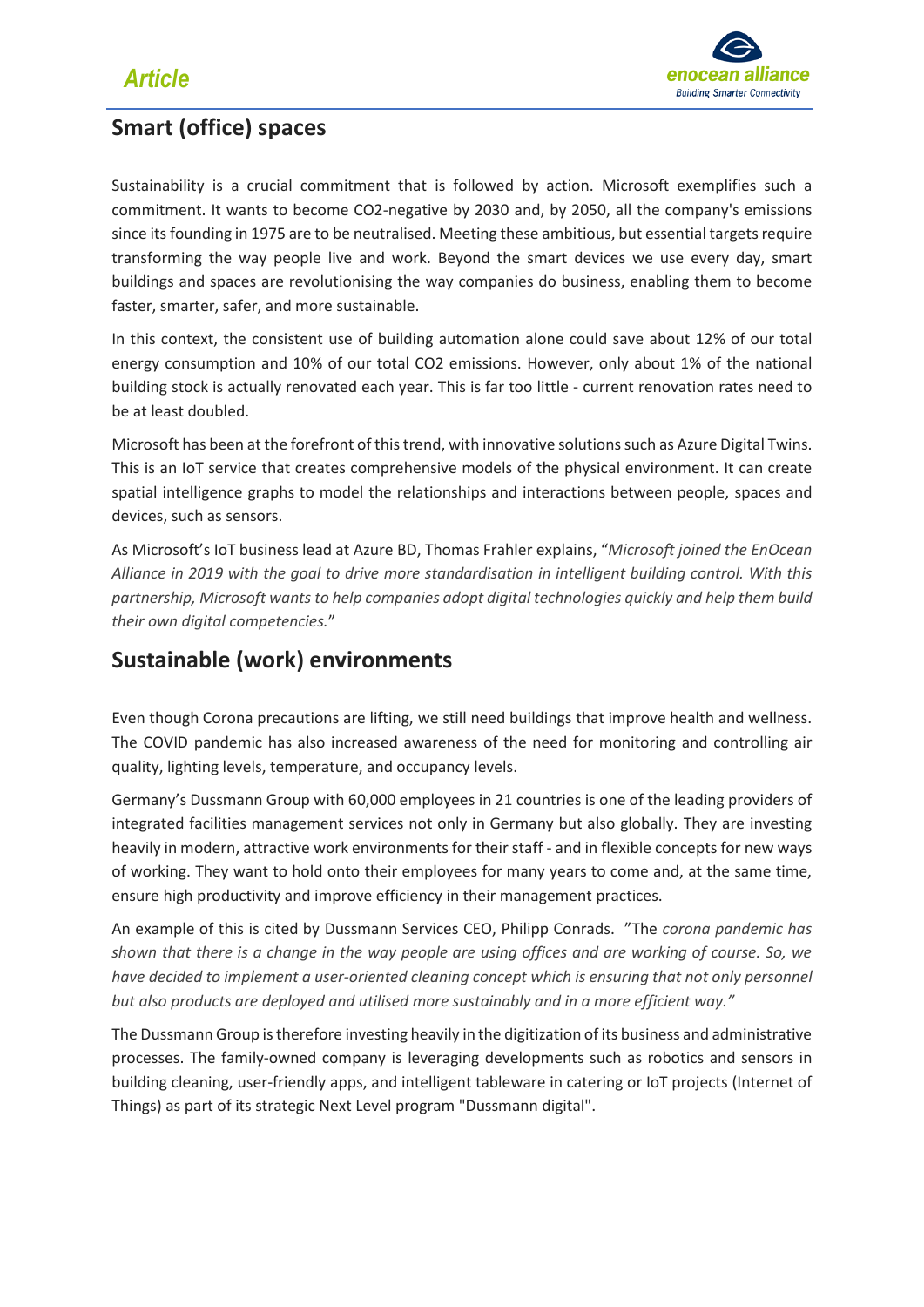## Smart (office) spaces

Sustainability is a crucial commitment that is followed by action. Microsoft exemplifies such a commitment. It wants to become $CO_2$-negative by 2030 and, by 2050, all the company's emissions since its founding in 1975 are to be neutralised. Meeting these ambitious, but essential targets require transforming the way people live and work. Beyond the smart devices we use every day, smart buildings and spaces are revolutionising the way companies do business, enabling them to become faster, smarter, safer, and more sustainable.

In this context, the consistent use of building automation alone could save about 12% of our total energy consumption and 10% of our total $CO_2$ emissions. However, only about 1% of the national building stock is actually renovated each year. This is far too little - current renovation rates need to be at least doubled.

Microsoft has been at the forefront of this trend, with innovative solutions such as Azure Digital Twins. This is an IoT service that creates comprehensive models of the physical environment. It can create spatial intelligence graphs to model the relationships and interactions between people, spaces and devices, such as sensors.

As Microsoft's IoT business lead at Azure BD, Thomas Frahler explains, "*Microsoft joined the EnOcean Alliance in 2019 with the goal to drive more standardisation in intelligent building control. With this partnership, Microsoft wants to help companies adopt digital technologies quickly and help them build their own digital competencies.*"

## Sustainable (work) environments

Even though Corona precautions are lifting, we still need buildings that improve health and wellness. The COVID pandemic has also increased awareness of the need for monitoring and controlling air quality, lighting levels, temperature, and occupancy levels.

Germany's Dussmann Group with 60,000 employees in 21 countries is one of the leading providers of integrated facilities management services not only in Germany but also globally. They are investing heavily in modern, attractive work environments for their staff - and in flexible concepts for new ways of working. They want to hold onto their employees for many years to come and, at the same time, ensure high productivity and improve efficiency in their management practices.

An example of this is cited by Dussmann Services CEO, Philipp Conrads. "The *corona pandemic has shown that there is a change in the way people are using offices and are working of course. So, we have decided to implement a user-oriented cleaning concept which is ensuring that not only personnel but also products are deployed and utilised more sustainably and in a more efficient way."*

The Dussmann Group is therefore investing heavily in the digitization of its business and administrative processes. The family-owned company is leveraging developments such as robotics and sensors in building cleaning, user-friendly apps, and intelligent tableware in catering or IoT projects (Internet of Things) as part of its strategic Next Level program "Dussmann digital".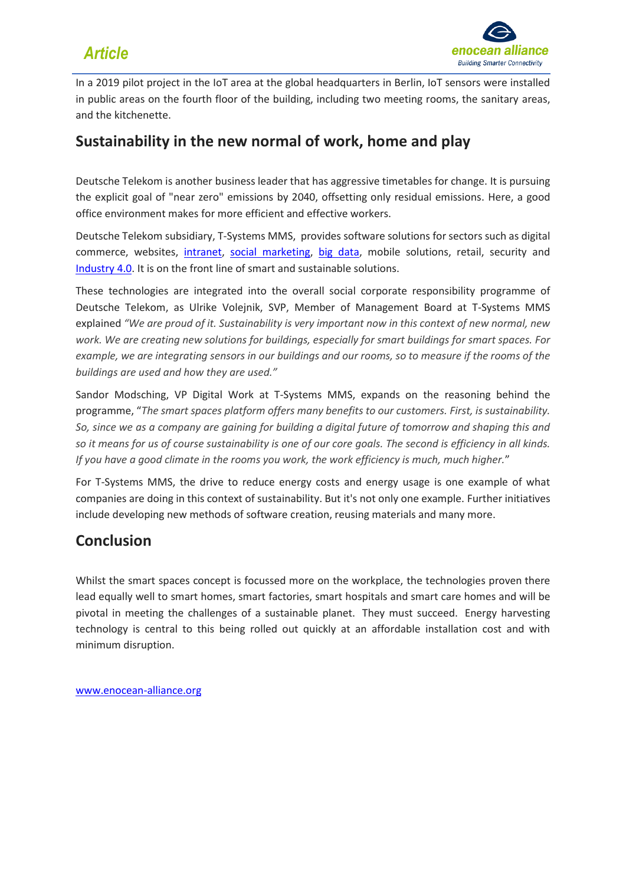In a 2019 pilot project in the IoT area at the global headquarters in Berlin, IoT sensors were installed in public areas on the fourth floor of the building, including two meeting rooms, the sanitary areas, and the kitchenette.

## Sustainability in the new normal of work, home and play

Deutsche Telekom is another business leader that has aggressive timetables for change. It is pursuing the explicit goal of "near zero" emissions by 2040, offsetting only residual emissions. Here, a good office environment makes for more efficient and effective workers.

Deutsche Telekom subsidiary, T-Systems MMS, provides software solutions for sectors such as digital commerce, websites, intranet, social marketing, big data, mobile solutions, retail, security and Industry 4.0. It is on the front line of smart and sustainable solutions.

These technologies are integrated into the overall social corporate responsibility programme of Deutsche Telekom, as Ulrike Volejnik, SVP, Member of Management Board at T-Systems MMS explained *"We are proud of it. Sustainability is very important now in this context of new normal, new work. We are creating new solutions for buildings, especially for smart buildings for smart spaces. For example, we are integrating sensors in our buildings and our rooms, so to measure if the rooms of the buildings are used and how they are used."*

Sandor Modsching, VP Digital Work at T-Systems MMS, expands on the reasoning behind the programme, "*The smart spaces platform offers many benefits to our customers. First, is sustainability. So, since we as a company are gaining for building a digital future of tomorrow and shaping this and so it means for us of course sustainability is one of our core goals. The second is efficiency in all kinds. If you have a good climate in the rooms you work, the work efficiency is much, much higher.*"

For T-Systems MMS, the drive to reduce energy costs and energy usage is one example of what companies are doing in this context of sustainability. But it's not only one example. Further initiatives include developing new methods of software creation, reusing materials and many more.

## Conclusion

Whilst the smart spaces concept is focussed more on the workplace, the technologies proven there lead equally well to smart homes, smart factories, smart hospitals and smart care homes and will be pivotal in meeting the challenges of a sustainable planet. They must succeed. Energy harvesting technology is central to this being rolled out quickly at an affordable installation cost and with minimum disruption.

www.enocean-alliance.org